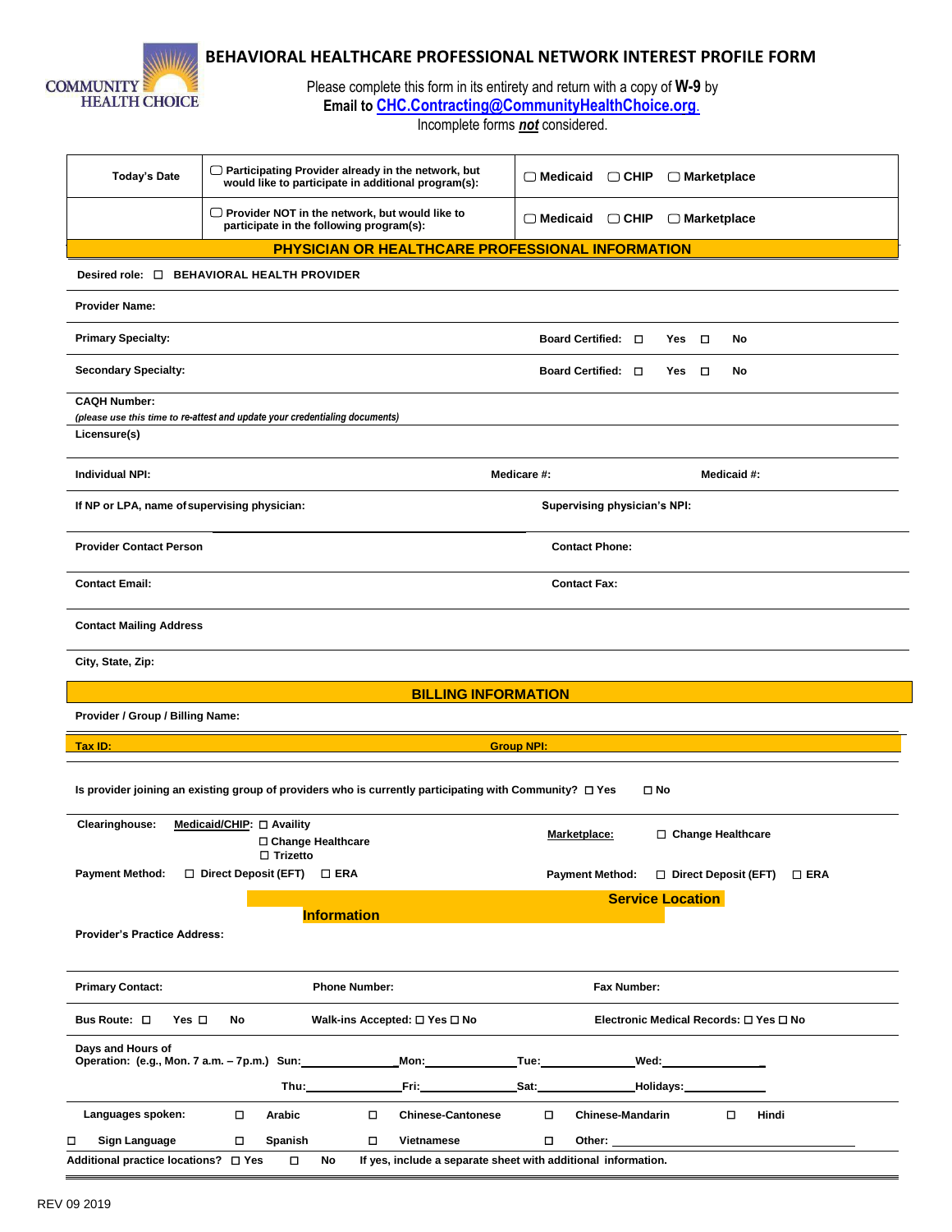COMMUNITY HEALTH CHOICE

# BEHAVIORAL HEALTHCARE PROFESSIONAL NETWORK INTEREST PROFILE FORM

Please complete this form in its entirety and return with a copy of **W-9** by
**Email to CHC.Contracting@CommunityHealthChoice.org.**
Incomplete forms ***not*** considered.

| Today's Date | ☐ Participating Provider already in the network, but would like to participate in additional program(s): | ☐ Medicaid ☐ CHIP ☐ Marketplace |
|---|---|---|
| | ☐ Provider NOT in the network, but would like to participate in the following program(s): | ☐ Medicaid ☐ CHIP ☐ Marketplace |

## PHYSICIAN OR HEALTHCARE PROFESSIONAL INFORMATION

**Desired role:** ☐ **BEHAVIORAL HEALTH PROVIDER**

**Provider Name:**

**Primary Specialty:** **Board Certified:** ☐ **Yes** ☐ **No**

**Secondary Specialty:** **Board Certified:** ☐ **Yes** ☐ **No**

**CAQH Number:**
*(please use this time to re-attest and update your credentialing documents)*

**Licensure(s)**

**Individual NPI:** **Medicare #:** **Medicaid #:**

**If NP or LPA, name of supervising physician:** **Supervising physician's NPI:**

**Provider Contact Person** **Contact Phone:**

**Contact Email:** **Contact Fax:**

**Contact Mailing Address**

**City, State, Zip:**

## BILLING INFORMATION

**Provider / Group / Billing Name:**

**Tax ID:** **Group NPI:**

**Is provider joining an existing group of providers who is currently participating with Community?** ☐ **Yes** ☐ **No**

**Clearinghouse:** **Medicaid/CHIP:** ☐ **Availity** ☐ **Change Healthcare** ☐ **Trizetto**
**Marketplace:** ☐ **Change Healthcare**

**Payment Method:** ☐ **Direct Deposit (EFT)** ☐ **ERA**
**Payment Method:** ☐ **Direct Deposit (EFT)** ☐ **ERA**

## Service Location Information

**Provider's Practice Address:**

**Primary Contact:** **Phone Number:** **Fax Number:**

**Bus Route:** ☐ **Yes** ☐ **No** **Walk-ins Accepted:** ☐ **Yes** ☐ **No** **Electronic Medical Records:** ☐ **Yes** ☐ **No**

**Days and Hours of Operation: (e.g., Mon. 7 a.m. – 7p.m.)** **Sun:**\_\_\_\_\_\_ **Mon:**\_\_\_\_\_\_ **Tue:**\_\_\_\_\_\_ **Wed:**\_\_\_\_\_\_
**Thu:**\_\_\_\_\_\_ **Fri:**\_\_\_\_\_\_ **Sat:**\_\_\_\_\_\_ **Holidays:**\_\_\_\_\_\_

**Languages spoken:** ☐ **Arabic** ☐ **Chinese-Cantonese** ☐ **Chinese-Mandarin** ☐ **Hindi**
☐ **Sign Language** ☐ **Spanish** ☐ **Vietnamese** ☐ **Other:** \_\_\_\_\_\_

**Additional practice locations?** ☐ **Yes** ☐ **No** **If yes, include a separate sheet with additional information.**

REV 09 2019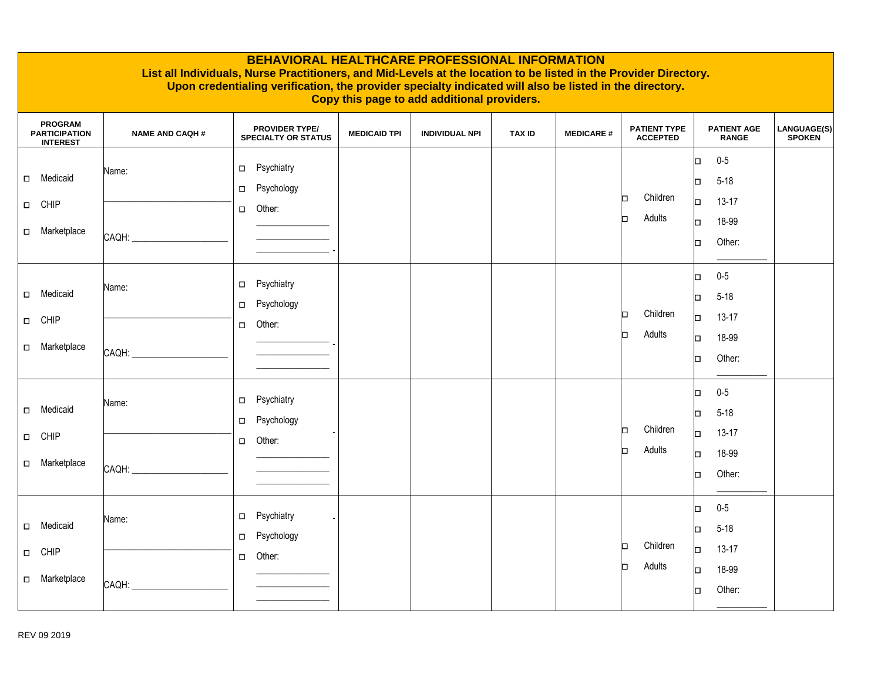## BEHAVIORAL HEALTHCARE PROFESSIONAL INFORMATION

**List all Individuals, Nurse Practitioners, and Mid-Levels at the location to be listed in the Provider Directory.**
**Upon credentialing verification, the provider specialty indicated will also be listed in the directory.**
**Copy this page to add additional providers.**

| PROGRAM PARTICIPATION INTEREST | NAME AND CAQH # | PROVIDER TYPE/ SPECIALTY OR STATUS | MEDICAID TPI | INDIVIDUAL NPI | TAX ID | MEDICARE # | PATIENT TYPE ACCEPTED | PATIENT AGE RANGE | LANGUAGE(S) SPOKEN |
|---|---|---|---|---|---|---|---|---|---|
| ☐ Medicaid<br>☐ CHIP<br>☐ Marketplace | Name: ______________________<br>CAQH: ________________ | ☐ Psychiatry<br>☐ Psychology<br>☐ Other: ____________<br>____________<br>____________ | | | | | ☐ Children<br>☐ Adults | ☐ 0-5<br>☐ 5-18<br>☐ 13-17<br>☐ 18-99<br>☐ Other: ________ | |
| ☐ Medicaid<br>☐ CHIP<br>☐ Marketplace | Name: ______________________<br>CAQH: ________________ | ☐ Psychiatry<br>☐ Psychology<br>☐ Other: ____________<br>____________<br>____________ | | | | | ☐ Children<br>☐ Adults | ☐ 0-5<br>☐ 5-18<br>☐ 13-17<br>☐ 18-99<br>☐ Other: ________ | |
| ☐ Medicaid<br>☐ CHIP<br>☐ Marketplace | Name: ______________________<br>CAQH: ________________ | ☐ Psychiatry<br>☐ Psychology<br>☐ Other: ____________<br>____________<br>____________ | | | | | ☐ Children<br>☐ Adults | ☐ 0-5<br>☐ 5-18<br>☐ 13-17<br>☐ 18-99<br>☐ Other: ________ | |
| ☐ Medicaid<br>☐ CHIP<br>☐ Marketplace | Name: ______________________<br>CAQH: ________________ | ☐ Psychiatry<br>☐ Psychology<br>☐ Other: ____________<br>____________<br>____________ | | | | | ☐ Children<br>☐ Adults | ☐ 0-5<br>☐ 5-18<br>☐ 13-17<br>☐ 18-99<br>☐ Other: ________ | |

REV 09 2019